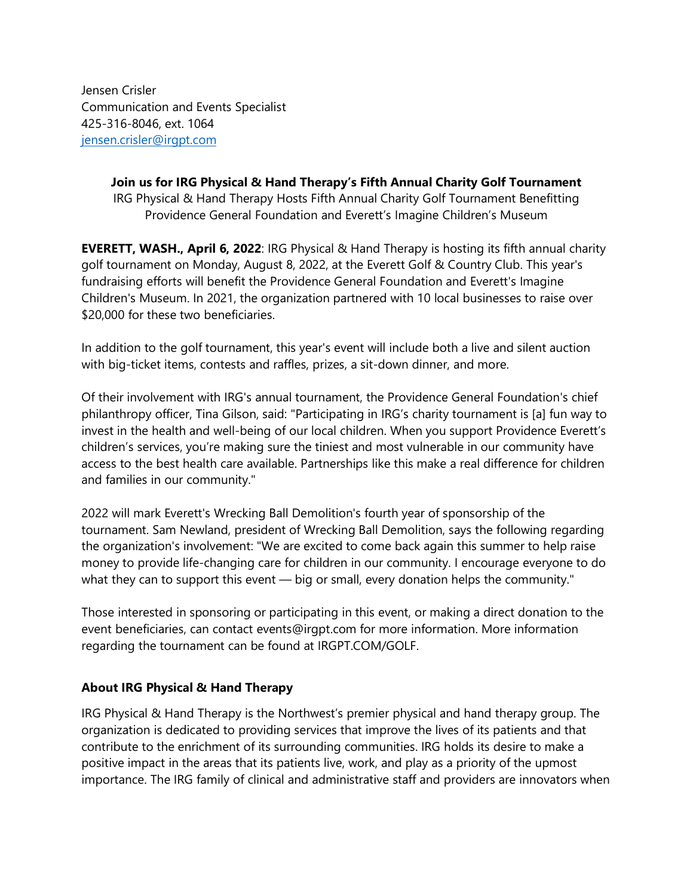Jensen Crisler
Communication and Events Specialist
425-316-8046, ext. 1064
jensen.crisler@irgpt.com

**Join us for IRG Physical & Hand Therapy's Fifth Annual Charity Golf Tournament**

IRG Physical & Hand Therapy Hosts Fifth Annual Charity Golf Tournament Benefitting Providence General Foundation and Everett's Imagine Children's Museum

**EVERETT, WASH., April 6, 2022**: IRG Physical & Hand Therapy is hosting its fifth annual charity golf tournament on Monday, August 8, 2022, at the Everett Golf & Country Club. This year's fundraising efforts will benefit the Providence General Foundation and Everett's Imagine Children's Museum. In 2021, the organization partnered with 10 local businesses to raise over $20,000 for these two beneficiaries.

In addition to the golf tournament, this year's event will include both a live and silent auction with big-ticket items, contests and raffles, prizes, a sit-down dinner, and more.

Of their involvement with IRG's annual tournament, the Providence General Foundation's chief philanthropy officer, Tina Gilson, said: "Participating in IRG's charity tournament is [a] fun way to invest in the health and well-being of our local children. When you support Providence Everett's children's services, you're making sure the tiniest and most vulnerable in our community have access to the best health care available. Partnerships like this make a real difference for children and families in our community."

2022 will mark Everett's Wrecking Ball Demolition's fourth year of sponsorship of the tournament. Sam Newland, president of Wrecking Ball Demolition, says the following regarding the organization's involvement: "We are excited to come back again this summer to help raise money to provide life-changing care for children in our community. I encourage everyone to do what they can to support this event — big or small, every donation helps the community."

Those interested in sponsoring or participating in this event, or making a direct donation to the event beneficiaries, can contact events@irgpt.com for more information. More information regarding the tournament can be found at IRGPT.COM/GOLF.

**About IRG Physical & Hand Therapy**

IRG Physical & Hand Therapy is the Northwest's premier physical and hand therapy group. The organization is dedicated to providing services that improve the lives of its patients and that contribute to the enrichment of its surrounding communities. IRG holds its desire to make a positive impact in the areas that its patients live, work, and play as a priority of the upmost importance. The IRG family of clinical and administrative staff and providers are innovators when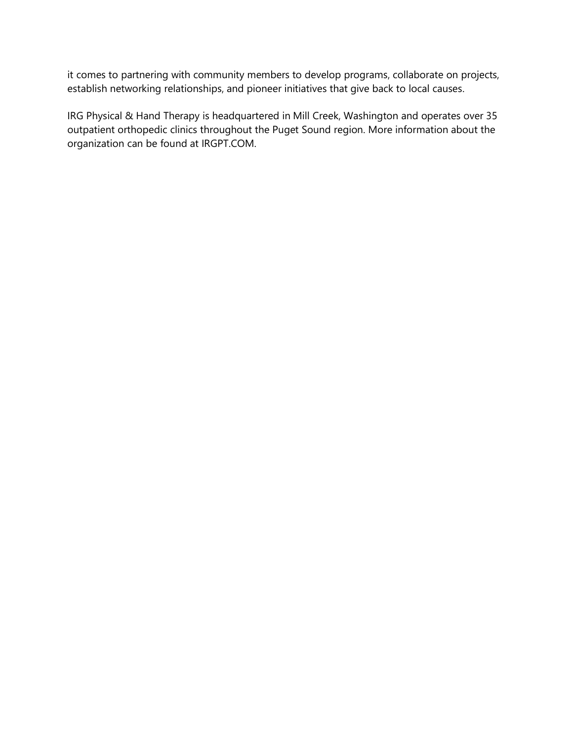it comes to partnering with community members to develop programs, collaborate on projects, establish networking relationships, and pioneer initiatives that give back to local causes.

IRG Physical & Hand Therapy is headquartered in Mill Creek, Washington and operates over 35 outpatient orthopedic clinics throughout the Puget Sound region. More information about the organization can be found at IRGPT.COM.